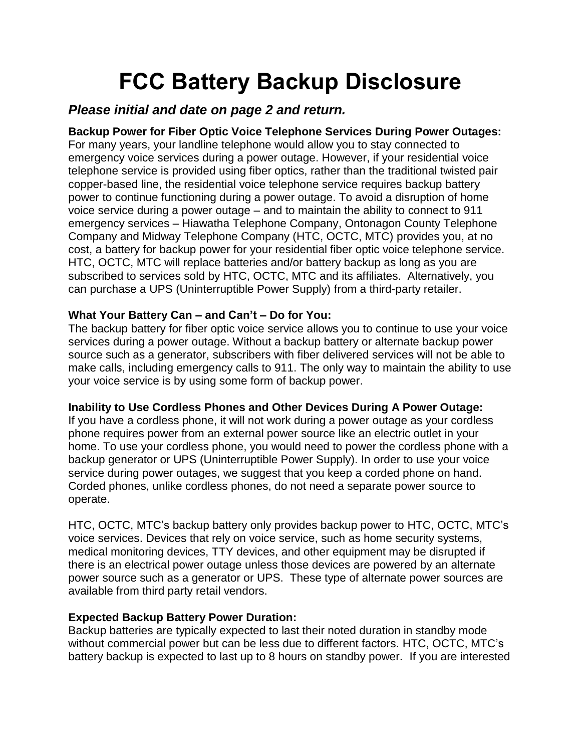# FCC Battery Backup Disclosure

***Please initial and date on page 2 and return.***

**Backup Power for Fiber Optic Voice Telephone Services During Power Outages:**
For many years, your landline telephone would allow you to stay connected to emergency voice services during a power outage. However, if your residential voice telephone service is provided using fiber optics, rather than the traditional twisted pair copper-based line, the residential voice telephone service requires backup battery power to continue functioning during a power outage. To avoid a disruption of home voice service during a power outage – and to maintain the ability to connect to 911 emergency services – Hiawatha Telephone Company, Ontonagon County Telephone Company and Midway Telephone Company (HTC, OCTC, MTC) provides you, at no cost, a battery for backup power for your residential fiber optic voice telephone service. HTC, OCTC, MTC will replace batteries and/or battery backup as long as you are subscribed to services sold by HTC, OCTC, MTC and its affiliates. Alternatively, you can purchase a UPS (Uninterruptible Power Supply) from a third-party retailer.

**What Your Battery Can – and Can't – Do for You:**
The backup battery for fiber optic voice service allows you to continue to use your voice services during a power outage. Without a backup battery or alternate backup power source such as a generator, subscribers with fiber delivered services will not be able to make calls, including emergency calls to 911. The only way to maintain the ability to use your voice service is by using some form of backup power.

**Inability to Use Cordless Phones and Other Devices During A Power Outage:**
If you have a cordless phone, it will not work during a power outage as your cordless phone requires power from an external power source like an electric outlet in your home. To use your cordless phone, you would need to power the cordless phone with a backup generator or UPS (Uninterruptible Power Supply). In order to use your voice service during power outages, we suggest that you keep a corded phone on hand. Corded phones, unlike cordless phones, do not need a separate power source to operate.

HTC, OCTC, MTC's backup battery only provides backup power to HTC, OCTC, MTC's voice services. Devices that rely on voice service, such as home security systems, medical monitoring devices, TTY devices, and other equipment may be disrupted if there is an electrical power outage unless those devices are powered by an alternate power source such as a generator or UPS. These type of alternate power sources are available from third party retail vendors.

**Expected Backup Battery Power Duration:**
Backup batteries are typically expected to last their noted duration in standby mode without commercial power but can be less due to different factors. HTC, OCTC, MTC's battery backup is expected to last up to 8 hours on standby power. If you are interested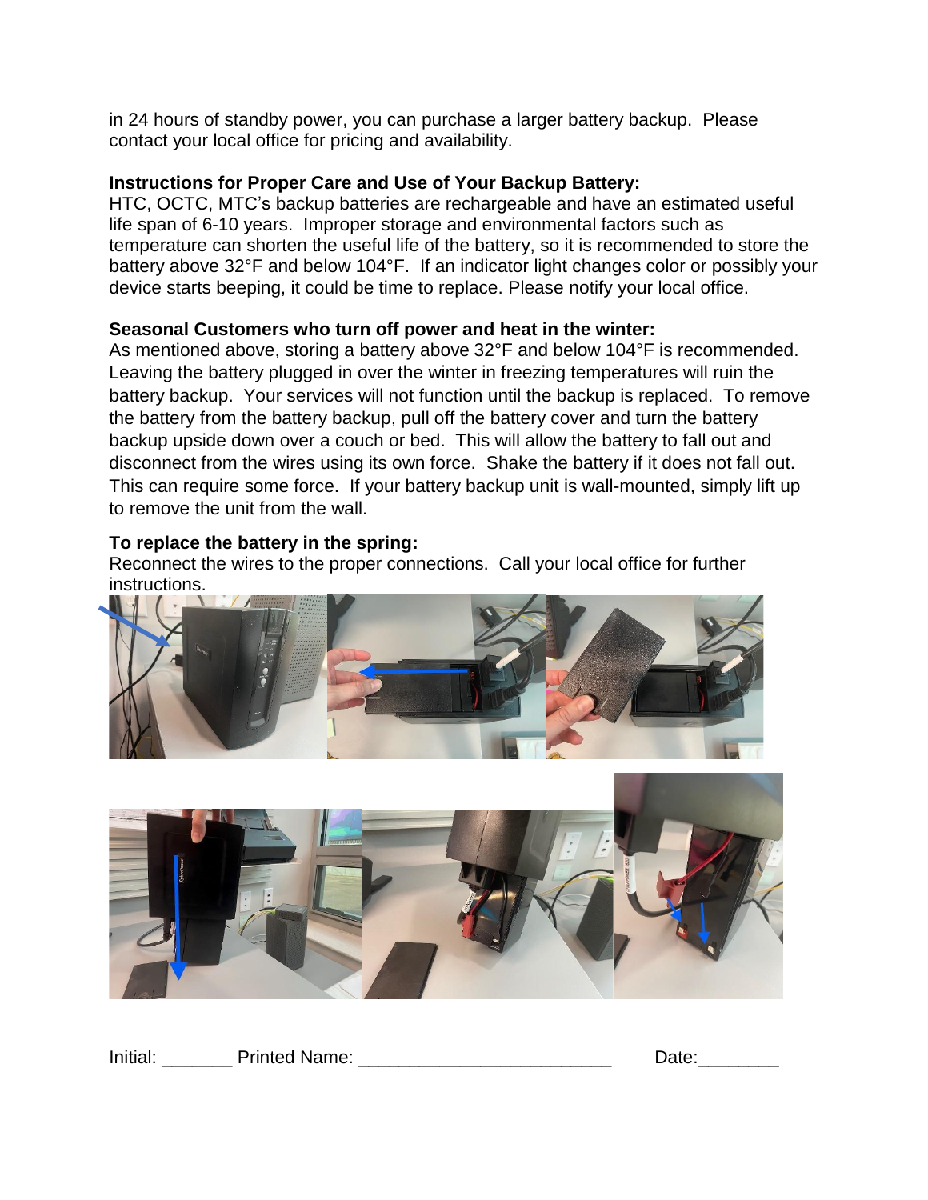in 24 hours of standby power, you can purchase a larger battery backup. Please contact your local office for pricing and availability.

**Instructions for Proper Care and Use of Your Backup Battery:**
HTC, OCTC, MTC's backup batteries are rechargeable and have an estimated useful life span of 6-10 years. Improper storage and environmental factors such as temperature can shorten the useful life of the battery, so it is recommended to store the battery above 32°F and below 104°F. If an indicator light changes color or possibly your device starts beeping, it could be time to replace. Please notify your local office.

**Seasonal Customers who turn off power and heat in the winter:**
As mentioned above, storing a battery above 32°F and below 104°F is recommended. Leaving the battery plugged in over the winter in freezing temperatures will ruin the battery backup. Your services will not function until the backup is replaced. To remove the battery from the battery backup, pull off the battery cover and turn the battery backup upside down over a couch or bed. This will allow the battery to fall out and disconnect from the wires using its own force. Shake the battery if it does not fall out. This can require some force. If your battery backup unit is wall-mounted, simply lift up to remove the unit from the wall.

**To replace the battery in the spring:**
Reconnect the wires to the proper connections. Call your local office for further instructions.

Initial: _______ Printed Name: _________________________ Date:________